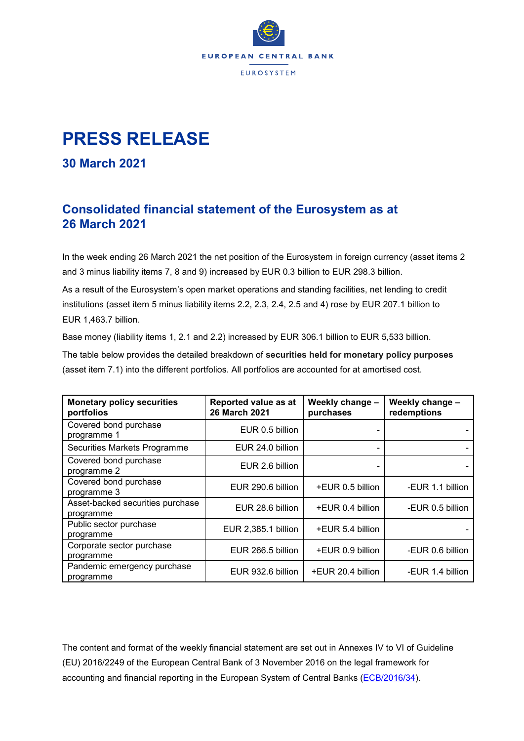EUROPEAN CENTRAL BANK

EUROSYSTEM

# PRESS RELEASE

## 30 March 2021

## Consolidated financial statement of the Eurosystem as at 26 March 2021

In the week ending 26 March 2021 the net position of the Eurosystem in foreign currency (asset items 2 and 3 minus liability items 7, 8 and 9) increased by EUR 0.3 billion to EUR 298.3 billion.

As a result of the Eurosystem's open market operations and standing facilities, net lending to credit institutions (asset item 5 minus liability items 2.2, 2.3, 2.4, 2.5 and 4) rose by EUR 207.1 billion to EUR 1,463.7 billion.

Base money (liability items 1, 2.1 and 2.2) increased by EUR 306.1 billion to EUR 5,533 billion.

The table below provides the detailed breakdown of **securities held for monetary policy purposes** (asset item 7.1) into the different portfolios. All portfolios are accounted for at amortised cost.

| Monetary policy securities portfolios | Reported value as at 26 March 2021 | Weekly change – purchases | Weekly change – redemptions |
|---|---|---|---|
| Covered bond purchase programme 1 | EUR 0.5 billion | - | - |
| Securities Markets Programme | EUR 24.0 billion | - | - |
| Covered bond purchase programme 2 | EUR 2.6 billion | - | - |
| Covered bond purchase programme 3 | EUR 290.6 billion | +EUR 0.5 billion | -EUR 1.1 billion |
| Asset-backed securities purchase programme | EUR 28.6 billion | +EUR 0.4 billion | -EUR 0.5 billion |
| Public sector purchase programme | EUR 2,385.1 billion | +EUR 5.4 billion | - |
| Corporate sector purchase programme | EUR 266.5 billion | +EUR 0.9 billion | -EUR 0.6 billion |
| Pandemic emergency purchase programme | EUR 932.6 billion | +EUR 20.4 billion | -EUR 1.4 billion |

The content and format of the weekly financial statement are set out in Annexes IV to VI of Guideline (EU) 2016/2249 of the European Central Bank of 3 November 2016 on the legal framework for accounting and financial reporting in the European System of Central Banks (ECB/2016/34).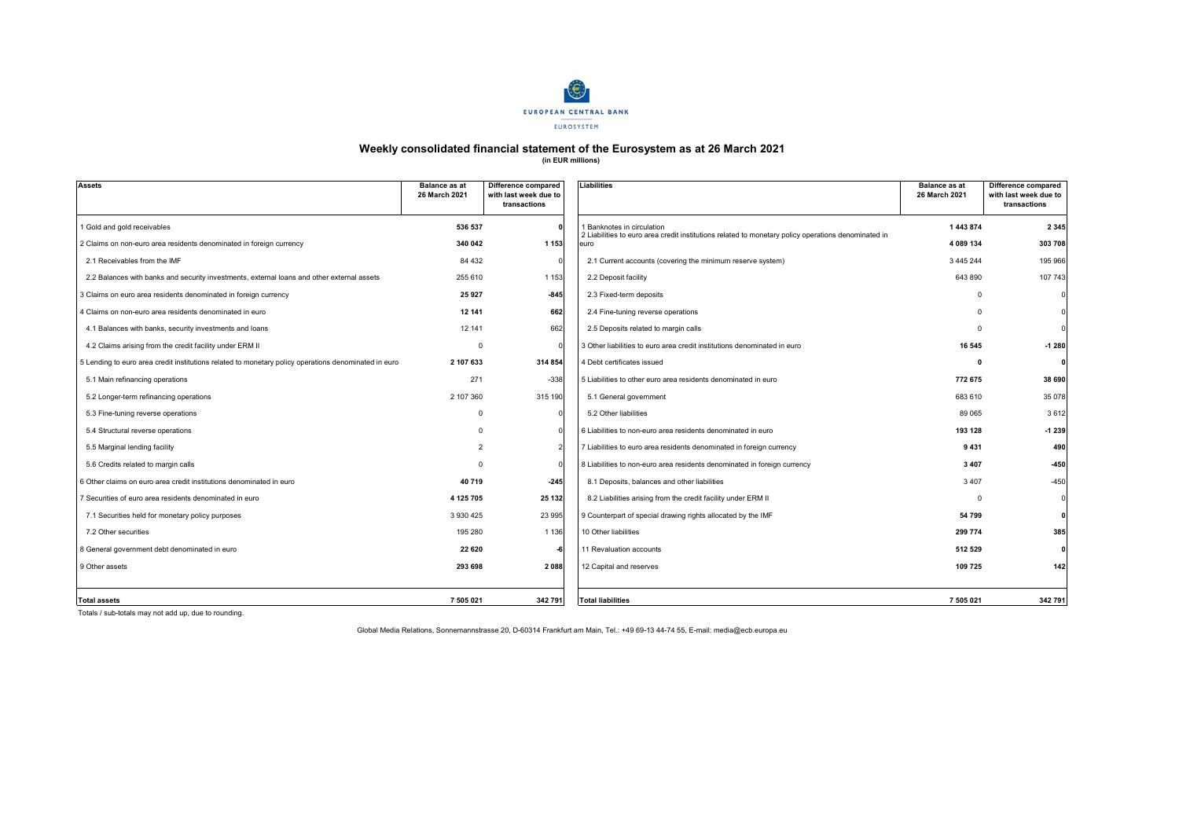EUROPEAN CENTRAL BANK

EUROSYSTEM

# Weekly consolidated financial statement of the Eurosystem as at 26 March 2021

**(in EUR millions)**

| Assets | Balance as at 26 March 2021 | Difference compared with last week due to transactions | Liabilities | Balance as at 26 March 2021 | Difference compared with last week due to transactions |
|---|---|---|---|---|---|
| 1 Gold and gold receivables | **536 537** | **0** | 1 Banknotes in circulation | **1 443 874** | **2 345** |
| 2 Claims on non-euro area residents denominated in foreign currency | **340 042** | **1 153** | 2 Liabilities to euro area credit institutions related to monetary policy operations denominated in euro | **4 089 134** | **303 708** |
| 2.1 Receivables from the IMF | 84 432 | 0 | 2.1 Current accounts (covering the minimum reserve system) | 3 445 244 | 195 966 |
| 2.2 Balances with banks and security investments, external loans and other external assets | 255 610 | 1 153 | 2.2 Deposit facility | 643 890 | 107 743 |
| 3 Claims on euro area residents denominated in foreign currency | **25 927** | **-845** | 2.3 Fixed-term deposits | 0 | 0 |
| 4 Claims on non-euro area residents denominated in euro | **12 141** | **662** | 2.4 Fine-tuning reverse operations | 0 | 0 |
| 4.1 Balances with banks, security investments and loans | 12 141 | 662 | 2.5 Deposits related to margin calls | 0 | 0 |
| 4.2 Claims arising from the credit facility under ERM II | 0 | 0 | 3 Other liabilities to euro area credit institutions denominated in euro | **16 545** | **-1 280** |
| 5 Lending to euro area credit institutions related to monetary policy operations denominated in euro | **2 107 633** | **314 854** | 4 Debt certificates issued | **0** | **0** |
| 5.1 Main refinancing operations | 271 | -338 | 5 Liabilities to other euro area residents denominated in euro | **772 675** | **38 690** |
| 5.2 Longer-term refinancing operations | 2 107 360 | 315 190 | 5.1 General government | 683 610 | 35 078 |
| 5.3 Fine-tuning reverse operations | 0 | 0 | 5.2 Other liabilities | 89 065 | 3 612 |
| 5.4 Structural reverse operations | 0 | 0 | 6 Liabilities to non-euro area residents denominated in euro | **193 128** | **-1 239** |
| 5.5 Marginal lending facility | 2 | 2 | 7 Liabilities to euro area residents denominated in foreign currency | **9 431** | **490** |
| 5.6 Credits related to margin calls | 0 | 0 | 8 Liabilities to non-euro area residents denominated in foreign currency | **3 407** | **-450** |
| 6 Other claims on euro area credit institutions denominated in euro | **40 719** | **-245** | 8.1 Deposits, balances and other liabilities | 3 407 | -450 |
| 7 Securities of euro area residents denominated in euro | **4 125 705** | **25 132** | 8.2 Liabilities arising from the credit facility under ERM II | 0 | 0 |
| 7.1 Securities held for monetary policy purposes | 3 930 425 | 23 995 | 9 Counterpart of special drawing rights allocated by the IMF | **54 799** | **0** |
| 7.2 Other securities | 195 280 | 1 136 | 10 Other liabilities | **299 774** | **385** |
| 8 General government debt denominated in euro | **22 620** | **-6** | 11 Revaluation accounts | **512 529** | **0** |
| 9 Other assets | **293 698** | **2 088** | 12 Capital and reserves | **109 725** | **142** |
| **Total assets** | **7 505 021** | **342 791** | **Total liabilities** | **7 505 021** | **342 791** |

Totals / sub-totals may not add up, due to rounding.

Global Media Relations, Sonnemannstrasse 20, D-60314 Frankfurt am Main, Tel.: +49 69-13 44-74 55, E-mail: media@ecb.europa.eu